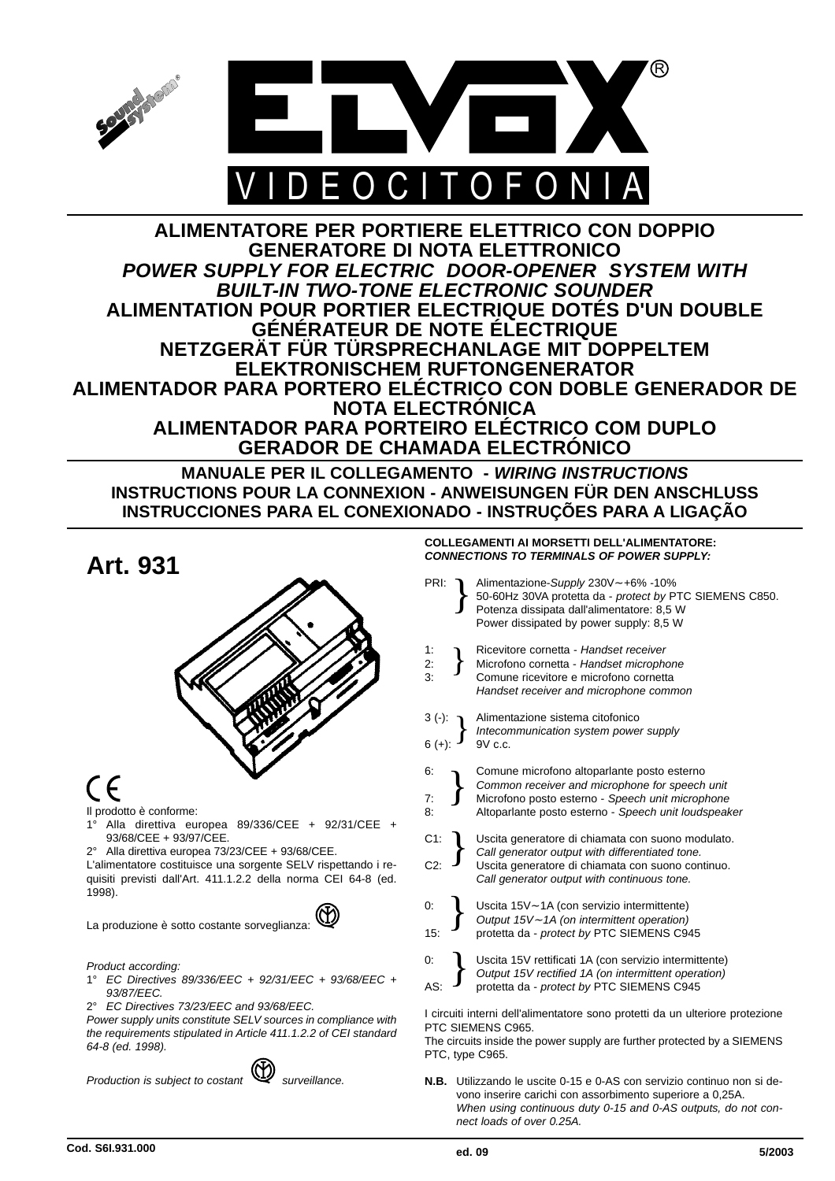ELVOX®

VIDEOCITOFONIA

# ALIMENTATORE PER PORTIERE ELETTRICO CON DOPPIO GENERATORE DI NOTA ELETTRONICO
# *POWER SUPPLY FOR ELECTRIC DOOR-OPENER SYSTEM WITH BUILT-IN TWO-TONE ELECTRONIC SOUNDER*
# ALIMENTATION POUR PORTIER ELECTRIQUE DOTÉS D'UN DOUBLE GÉNÉRATEUR DE NOTE ÉLECTRIQUE
# NETZGERÄT FÜR TÜRSPRECHANLAGE MIT DOPPELTEM ELEKTRONISCHEM RUFTONGENERATOR
# ALIMENTADOR PARA PORTERO ELÉCTRICO CON DOBLE GENERADOR DE NOTA ELECTRÓNICA
# ALIMENTADOR PARA PORTEIRO ELÉCTRICO COM DUPLO GERADOR DE CHAMADA ELECTRÓNICO

**MANUALE PER IL COLLEGAMENTO - *WIRING INSTRUCTIONS***
**INSTRUCTIONS POUR LA CONNEXION - ANWEISUNGEN FÜR DEN ANSCHLUSS**
**INSTRUCCIONES PARA EL CONEXIONADO - INSTRUÇÕES PARA A LIGAÇÃO**

## Art. 931

CE

Il prodotto è conforme:
1° Alla direttiva europea 89/336/CEE + 92/31/CEE + 93/68/CEE + 93/97/CEE.
2° Alla direttiva europea 73/23/CEE + 93/68/CEE.

L'alimentatore costituisce una sorgente SELV rispettando i requisiti previsti dall'Art. 411.1.2.2 della norma CEI 64-8 (ed. 1998).

La produzione è sotto costante sorveglianza.

*Product according:*
*1° EC Directives 89/336/EEC + 92/31/EEC + 93/68/EEC + 93/87/EEC.*
*2° EC Directives 73/23/EEC and 93/68/EEC.*

*Power supply units constitute SELV sources in compliance with the requirements stipulated in Article 411.1.2.2 of CEI standard 64-8 (ed. 1998).*

*Production is subject to costant surveillance.*

**COLLEGAMENTI AI MORSETTI DELL'ALIMENTATORE:**
***CONNECTIONS TO TERMINALS OF POWER SUPPLY:***

PRI: Alimentazione-*Supply* 230V~+6% -10% 50-60Hz 30VA protetta da - *protect by* PTC SIEMENS C850. Potenza dissipata dall'alimentatore: 8,5 W. Power dissipated by power supply: 8,5 W

1: Ricevitore cornetta - *Handset receiver*
2: Microfono cornetta - *Handset microphone*
3: Comune ricevitore e microfono cornetta - *Handset receiver and microphone common*

3 (-), 6 (+): Alimentazione sistema citofonico - *Intecommunication system power supply* 9V c.c.

6: Comune microfono altoparlante posto esterno - *Common receiver and microphone for speech unit*
7: Microfono posto esterno - *Speech unit microphone*
8: Altoparlante posto esterno - *Speech unit loudspeaker*

C1: Uscita generatore di chiamata con suono modulato. *Call generator output with differentiated tone.*
C2: Uscita generatore di chiamata con suono continuo. *Call generator output with continuous tone.*

0, 15: Uscita 15V~1A (con servizio intermittente) - *Output 15V~1A (on intermittent operation)* protetta da - *protect by* PTC SIEMENS C945

0, AS: Uscita 15V rettificati 1A (con servizio intermittente) - *Output 15V rectified 1A (on intermittent operation)* protetta da - *protect by* PTC SIEMENS C945

I circuiti interni dell'alimentatore sono protetti da un ulteriore protezione PTC SIEMENS C965.
The circuits inside the power supply are further protected by a SIEMENS PTC, type C965.

**N.B.** Utilizzando le uscite 0-15 e 0-AS con servizio continuo non si devono inserire carichi con assorbimento superiore a 0,25A.
*When using continuous duty 0-15 and 0-AS outputs, do not connect loads of over 0.25A.*

Cod. S6I.931.000 ed. 09 5/2003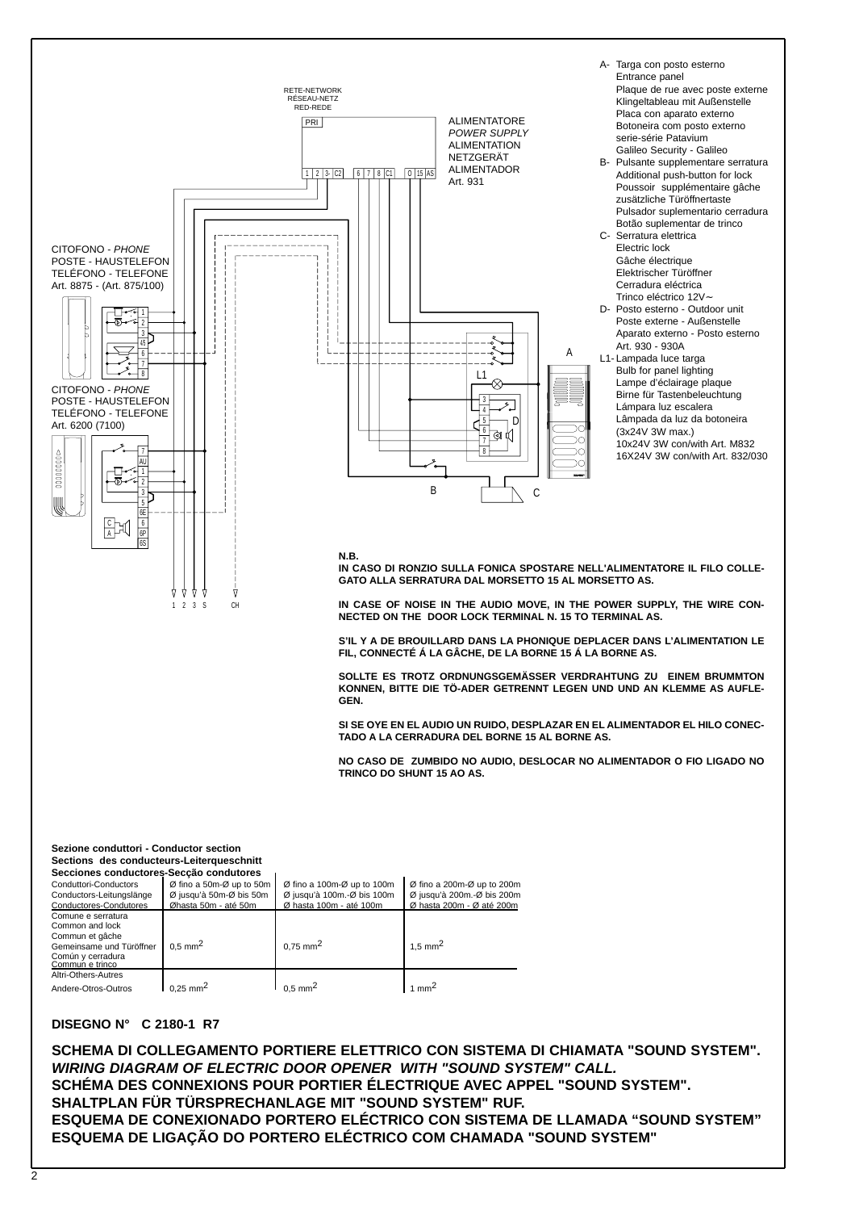RETE-NETWORK
RÉSEAU-NETZ
RED-REDE

ALIMENTATORE
*POWER SUPPLY*
ALIMENTATION
NETZGERÄT
ALIMENTADOR
Art. 931

CITOFONO - *PHONE*
POSTE - HAUSTELEFON
TELÉFONO - TELEFONE
Art. 8875 - (Art. 875/100)

CITOFONO - *PHONE*
POSTE - HAUSTELEFON
TELÉFONO - TELEFONE
Art. 6200 (7100)

- A- Targa con posto esterno
  Entrance panel
  Plaque de rue avec poste externe
  Klingeltableau mit Außenstelle
  Placa con aparato externo
  Botoneira com posto externo
  serie-série Patavium
  Galileo Security - Galileo
- B- Pulsante supplementare serratura
  Additional push-button for lock
  Poussoir supplémentaire gâche
  zusätzliche Türöffnertaste
  Pulsador suplementario cerradura
  Botão suplementar de trinco
- C- Serratura elettrica
  Electric lock
  Gâche électrique
  Elektrischer Türöffner
  Cerradura eléctrica
  Trinco eléctrico 12V∼
- D- Posto esterno - Outdoor unit
  Poste externe - Außenstelle
  Aparato externo - Posto esterno
  Art. 930 - 930A
- L1- Lampada luce targa
  Bulb for panel lighting
  Lampe d'éclairage plaque
  Birne für Tastenbeleuchtung
  Lámpara luz escalera
  Lâmpada da luz da botoneira
  (3x24V 3W max.)
  10x24V 3W con/with Art. M832
  16X24V 3W con/with Art. 832/030

**N.B.**
**IN CASO DI RONZIO SULLA FONICA SPOSTARE NELL'ALIMENTATORE IL FILO COLLEGATO ALLA SERRATURA DAL MORSETTO 15 AL MORSETTO AS.**

**IN CASE OF NOISE IN THE AUDIO MOVE, IN THE POWER SUPPLY, THE WIRE CONNECTED ON THE DOOR LOCK TERMINAL N. 15 TO TERMINAL AS.**

**S'IL Y A DE BROUILLARD DANS LA PHONIQUE DEPLACER DANS L'ALIMENTATION LE FIL, CONNECTÉ Á LA GÂCHE, DE LA BORNE 15 Á LA BORNE AS.**

**SOLLTE ES TROTZ ORDNUNGSGEMÄSSER VERDRAHTUNG ZU EINEM BRUMMTON KONNEN, BITTE DIE TÖ-ADER GETRENNT LEGEN UND UND AN KLEMME AS AUFLEGEN.**

**SI SE OYE EN EL AUDIO UN RUIDO, DESPLAZAR EN EL ALIMENTADOR EL HILO CONECTADO A LA CERRADURA DEL BORNE 15 AL BORNE AS.**

**NO CASO DE ZUMBIDO NO AUDIO, DESLOCAR NO ALIMENTADOR O FIO LIGADO NO TRINCO DO SHUNT 15 AO AS.**

**Sezione conduttori - Conductor section**
**Sections des conducteurs-Leiterqueschnitt**
**Secciones conductores-Secção condutores**

| Conduttori-Conductors<br>Conductors-Leitungslänge<br>Conductores-Condutores | Ø fino a 50m-Ø up to 50m<br>Ø jusqu'à 50m-Ø bis 50m<br>Øhasta 50m - até 50m | Ø fino a 100m-Ø up to 100m<br>Ø jusqu'à 100m.-Ø bis 100m<br>Ø hasta 100m - até 100m | Ø fino a 200m-Ø up to 200m<br>Ø jusqu'à 200m.-Ø bis 200m<br>Ø hasta 200m - Ø até 200m |
|---|---|---|---|
| Comune e serratura<br>Common and lock<br>Commun et gâche<br>Gemeinsame und Türöffner<br>Común y cerradura<br>Commun e trinco | 0,5 mm$^2$ | 0,75 mm$^2$ | 1,5 mm$^2$ |
| Altri-Others-Autres<br>Andere-Otros-Outros | 0,25 mm$^2$ | 0,5 mm$^2$ | 1 mm$^2$ |

**DISEGNO N° C 2180-1 R7**

**SCHEMA DI COLLEGAMENTO PORTIERE ELETTRICO CON SISTEMA DI CHIAMATA "SOUND SYSTEM".**
***WIRING DIAGRAM OF ELECTRIC DOOR OPENER WITH "SOUND SYSTEM" CALL.***
**SCHÉMA DES CONNEXIONS POUR PORTIER ÉLECTRIQUE AVEC APPEL "SOUND SYSTEM".**
**SHALTPLAN FÜR TÜRSPRECHANLAGE MIT "SOUND SYSTEM" RUF.**
**ESQUEMA DE CONEXIONADO PORTERO ELÉCTRICO CON SISTEMA DE LLAMADA "SOUND SYSTEM"**
**ESQUEMA DE LIGAÇÃO DO PORTERO ELÉCTRICO COM CHAMADA "SOUND SYSTEM"**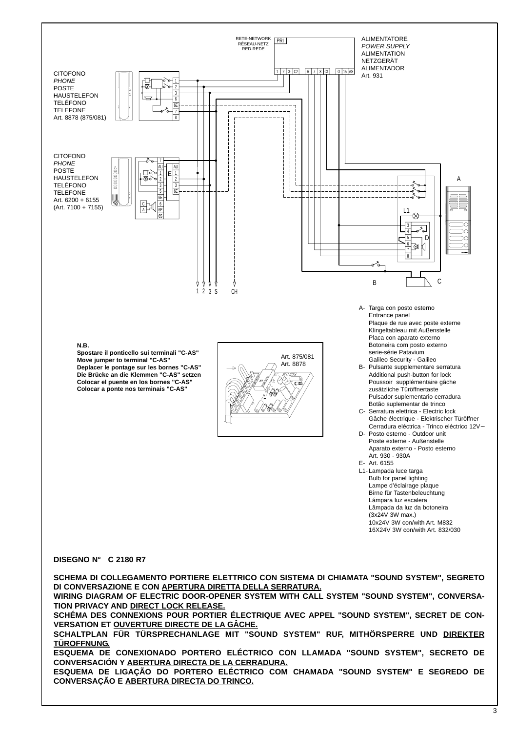RETE-NETWORK
RÉSEAU-NETZ
RED-REDE

PRI

1 2 3- C2 6 7 8 C1 0 15 AS

ALIMENTATORE
*POWER SUPPLY*
ALIMENTATION
NETZGERÄT
ALIMENTADOR
Art. 931

CITOFONO
*PHONE*
POSTE
HAUSTELEFON
TELÉFONO
TELEFONE
Art. 8878 (875/081)

CITOFONO
*PHONE*
POSTE
HAUSTELEFON
TELÉFONO
TELEFONE
Art. 6200 + 6155
(Art. 7100 + 7155)

A

L1

D

B

C

1 2 3 S CH

A- Targa con posto esterno
Entrance panel
Plaque de rue avec poste externe
Klingeltableau mit Außenstelle
Placa con aparato externo
Botoneira com posto externo
serie-série Patavium
Galileo Security - Galileo

B- Pulsante supplementare serratura
Additional push-button for lock
Poussoir supplémentaire gâche
zusätzliche Türöffnertaste
Pulsador suplementario cerradura
Botão suplementar de trinco

C- Serratura elettrica - Electric lock
Gâche électrique - Elektrischer Türöffner
Cerradura eléctrica - Trinco eléctrico 12V∼

D- Posto esterno - Outdoor unit
Poste externe - Außenstelle
Aparato externo - Posto esterno
Art. 930 - 930A

E- Art. 6155

L1- Lampada luce targa
Bulb for panel lighting
Lampe d'éclairage plaque
Birne für Tastenbeleuchtung
Lámpara luz escalera
Lâmpada da luz da botoneira
(3x24V 3W max.)
10x24V 3W con/with Art. M832
16X24V 3W con/with Art. 832/030

**N.B.**
**Spostare il ponticello sui terminali "C-AS"**
**Move jumper to terminal "C-AS"**
**Deplacer le pontage sur les bornes "C-AS"**
**Die Brücke an die Klemmen "C-AS" setzen**
**Colocar el puente en los bornes "C-AS"**
**Colocar a ponte nos terminais "C-AS"**

Art. 875/081
Art. 8878

**DISEGNO N° C 2180 R7**

**SCHEMA DI COLLEGAMENTO PORTIERE ELETTRICO CON SISTEMA DI CHIAMATA "SOUND SYSTEM", SEGRETO DI CONVERSAZIONE E CON <u>APERTURA DIRETTA DELLA SERRATURA.</u>**
**WIRING DIAGRAM OF ELECTRIC DOOR-OPENER SYSTEM WITH CALL SYSTEM "SOUND SYSTEM", CONVERSATION PRIVACY AND <u>DIRECT LOCK RELEASE.</u>**
**SCHÉMA DES CONNEXIONS POUR PORTIER ÉLECTRIQUE AVEC APPEL "SOUND SYSTEM", SECRET DE CONVERSATION ET <u>OUVERTURE DIRECTE DE LA GÂCHE.</u>**
**SCHALTPLAN FÜR TÜRSPRECHANLAGE MIT "SOUND SYSTEM" RUF, MITHÖRSPERRE UND <u>DIREKTER TÜROFFNUNG.</u>**
**ESQUEMA DE CONEXIONADO PORTERO ELÉCTRICO CON LLAMADA "SOUND SYSTEM", SECRETO DE CONVERSACIÓN Y <u>ABERTURA DIRECTA DE LA CERRADURA.</u>**
**ESQUEMA DE LIGAÇÃO DO PORTERO ELÉCTRICO COM CHAMADA "SOUND SYSTEM" E SEGREDO DE CONVERSAÇÃO E <u>ABERTURA DIRECTA DO TRINCO.</u>**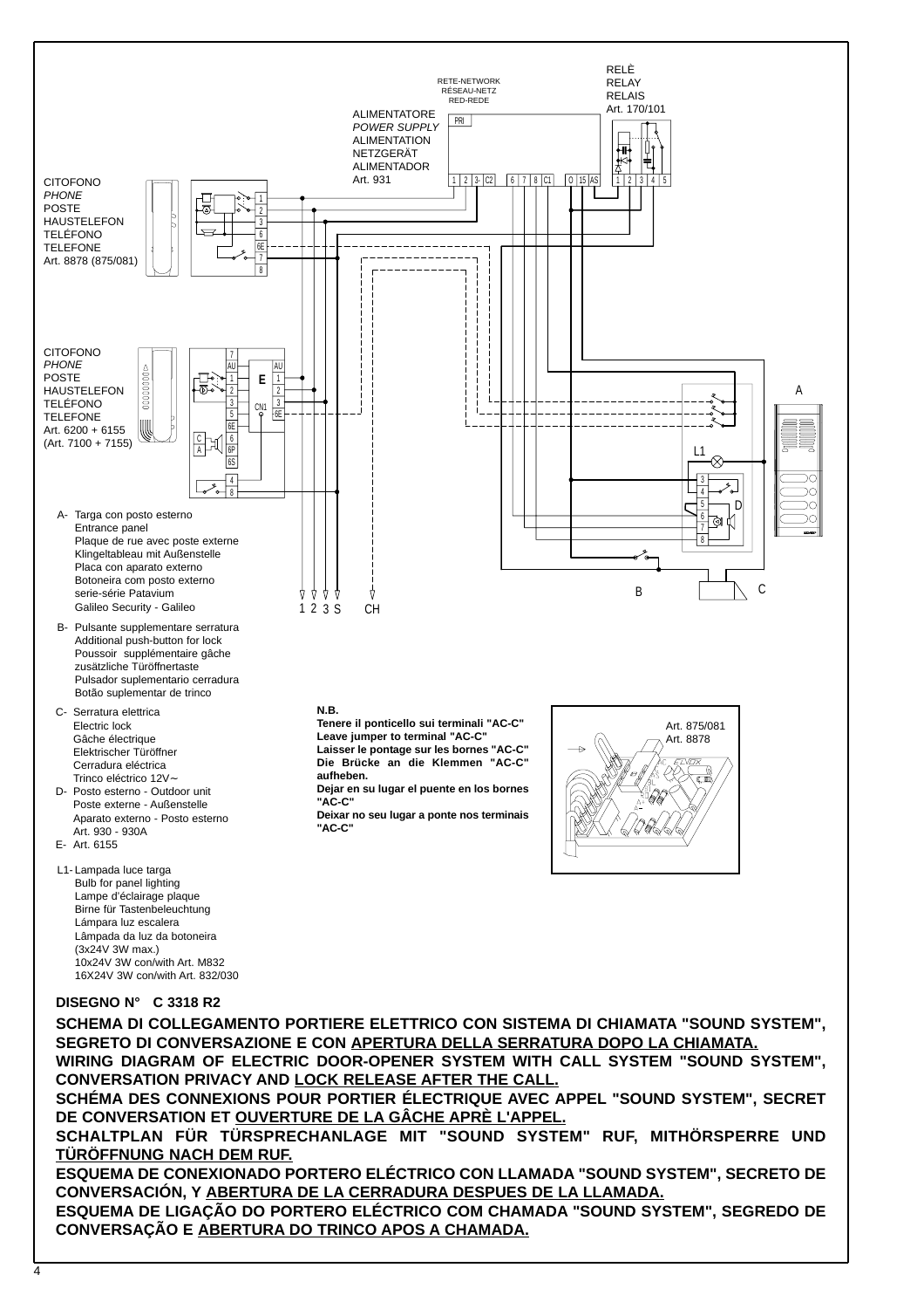RELÈ
RELAY
RELAIS
Art. 170/101

RETE-NETWORK
RÉSEAU-NETZ
RED-REDE

ALIMENTATORE
*POWER SUPPLY*
ALIMENTATION
NETZGERÄT
ALIMENTADOR
Art. 931

CITOFONO
*PHONE*
POSTE
HAUSTELEFON
TELÉFONO
TELEFONE
Art. 8878 (875/081)

CITOFONO
*PHONE*
POSTE
HAUSTELEFON
TELÉFONO
TELEFONE
Art. 6200 + 6155
(Art. 7100 + 7155)

A- Targa con posto esterno
Entrance panel
Plaque de rue avec poste externe
Klingeltableau mit Außenstelle
Placa con aparato externo
Botoneira com posto externo
serie-série Patavium
Galileo Security - Galileo

B- Pulsante supplementare serratura
Additional push-button for lock
Poussoir supplémentaire gâche
zusätzliche Türöffnertaste
Pulsador suplementario cerradura
Botão suplementar de trinco

C- Serratura elettrica
Electric lock
Gâche électrique
Elektrischer Türöffner
Cerradura eléctrica
Trinco eléctrico 12V∼

D- Posto esterno - Outdoor unit
Poste externe - Außenstelle
Aparato externo - Posto esterno
Art. 930 - 930A

E- Art. 6155

L1- Lampada luce targa
Bulb for panel lighting
Lampe d'éclairage plaque
Birne für Tastenbeleuchtung
Lámpara luz escalera
Lâmpada da luz da botoneira
(3x24V 3W max.)
10x24V 3W con/with Art. M832
16X24V 3W con/with Art. 832/030

**N.B.**
**Tenere il ponticello sui terminali "AC-C"**
**Leave jumper to terminal "AC-C"**
**Laisser le pontage sur les bornes "AC-C"**
**Die Brücke an die Klemmen "AC-C" aufheben.**
**Dejar en su lugar el puente en los bornes "AC-C"**
**Deixar no seu lugar a ponte nos terminais "AC-C"**

Art. 875/081
Art. 8878

**DISEGNO N° C 3318 R2**

**SCHEMA DI COLLEGAMENTO PORTIERE ELETTRICO CON SISTEMA DI CHIAMATA "SOUND SYSTEM", SEGRETO DI CONVERSAZIONE E CON <u>APERTURA DELLA SERRATURA DOPO LA CHIAMATA.</u>**

**WIRING DIAGRAM OF ELECTRIC DOOR-OPENER SYSTEM WITH CALL SYSTEM "SOUND SYSTEM", CONVERSATION PRIVACY AND <u>LOCK RELEASE AFTER THE CALL.</u>**

**SCHÉMA DES CONNEXIONS POUR PORTIER ÉLECTRIQUE AVEC APPEL "SOUND SYSTEM", SECRET DE CONVERSATION ET <u>OUVERTURE DE LA GÂCHE APRÈ L'APPEL.</u>**

**SCHALTPLAN FÜR TÜRSPRECHANLAGE MIT "SOUND SYSTEM" RUF, MITHÖRSPERRE UND <u>TÜRÖFFNUNG NACH DEM RUF.</u>**

**ESQUEMA DE CONEXIONADO PORTERO ELÉCTRICO CON LLAMADA "SOUND SYSTEM", SECRETO DE CONVERSACIÓN, Y <u>ABERTURA DE LA CERRADURA DESPUES DE LA LLAMADA.</u>**

**ESQUEMA DE LIGAÇÃO DO PORTERO ELÉCTRICO COM CHAMADA "SOUND SYSTEM", SEGREDO DE CONVERSAÇÃO E <u>ABERTURA DO TRINCO APOS A CHAMADA.</u>**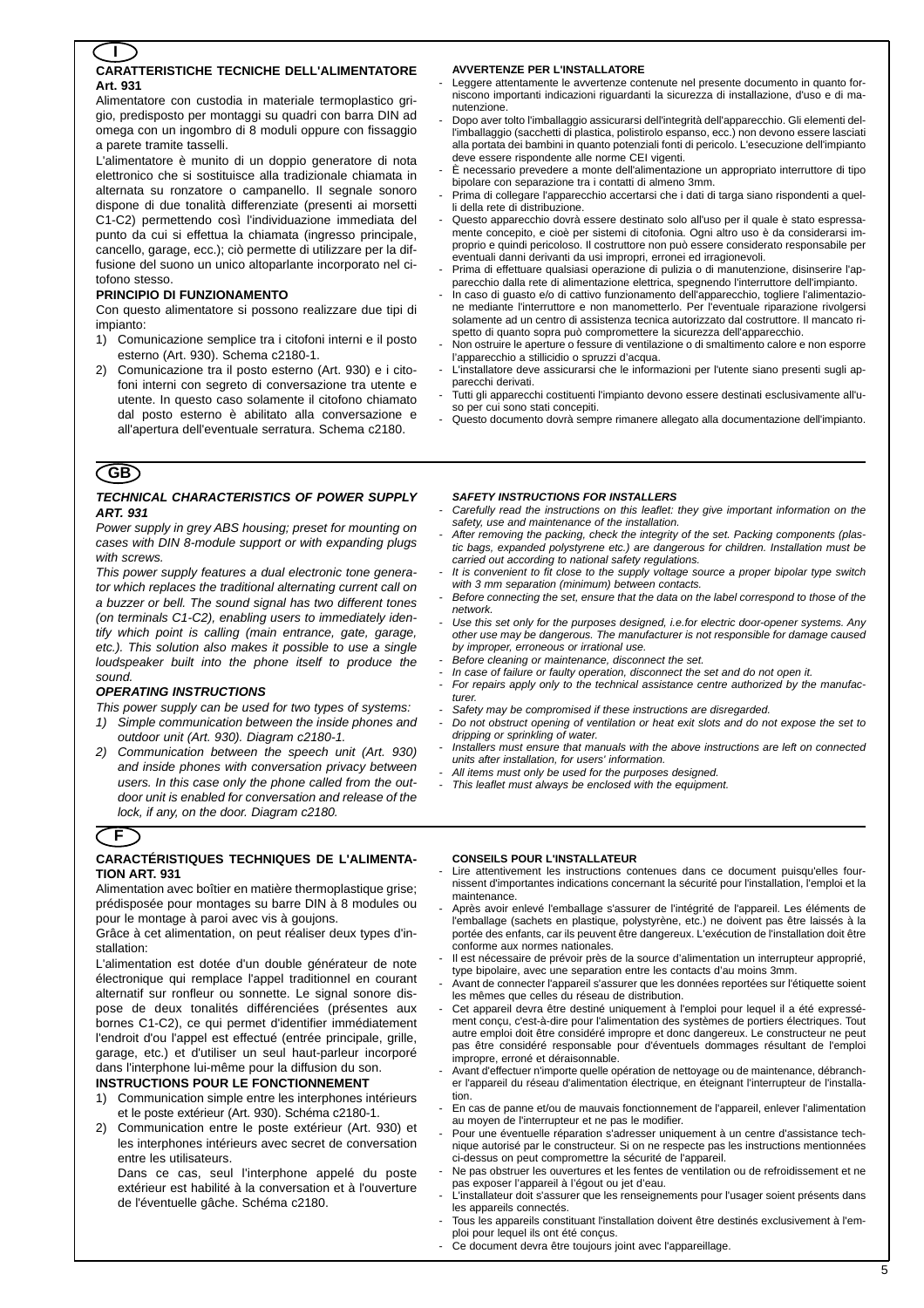**I**

## CARATTERISTICHE TECNICHE DELL'ALIMENTATORE Art. 931

Alimentatore con custodia in materiale termoplastico grigio, predisposto per montaggi su quadri con barra DIN ad omega con un ingombro di 8 moduli oppure con fissaggio a parete tramite tasselli.

L'alimentatore è munito di un doppio generatore di nota elettronico che si sostituisce alla tradizionale chiamata in alternata su ronzatore o campanello. Il segnale sonoro dispone di due tonalità differenziate (presenti ai morsetti C1-C2) permettendo così l'individuazione immediata del punto da cui si effettua la chiamata (ingresso principale, cancello, garage, ecc.); ciò permette di utilizzare per la diffusione del suono un unico altoparlante incorporato nel citofono stesso.

### PRINCIPIO DI FUNZIONAMENTO

Con questo alimentatore si possono realizzare due tipi di impianto:

1) Comunicazione semplice tra i citofoni interni e il posto esterno (Art. 930). Schema c2180-1.
2) Comunicazione tra il posto esterno (Art. 930) e i citofoni interni con segreto di conversazione tra utente e utente. In questo caso solamente il citofono chiamato dal posto esterno è abilitato alla conversazione e all'apertura dell'eventuale serratura. Schema c2180.

### AVVERTENZE PER L'INSTALLATORE

- Leggere attentamente le avvertenze contenute nel presente documento in quanto forniscono importanti indicazioni riguardanti la sicurezza di installazione, d'uso e di manutenzione.
- Dopo aver tolto l'imballaggio assicurarsi dell'integrità dell'apparecchio. Gli elementi dell'imballaggio (sacchetti di plastica, polistirolo espanso, ecc.) non devono essere lasciati alla portata dei bambini in quanto potenziali fonti di pericolo. L'esecuzione dell'impianto deve essere rispondente alle norme CEI vigenti.
- È necessario prevedere a monte dell'alimentazione un appropriato interruttore di tipo bipolare con separazione tra i contatti di almeno 3mm.
- Prima di collegare l'apparecchio accertarsi che i dati di targa siano rispondenti a quelli della rete di distribuzione.
- Questo apparecchio dovrà essere destinato solo all'uso per il quale è stato espressamente concepito, e cioè per sistemi di citofonia. Ogni altro uso è da considerarsi improprio e quindi pericoloso. Il costruttore non può essere considerato responsabile per eventuali danni derivanti da usi impropri, erronei ed irragionevoli.
- Prima di effettuare qualsiasi operazione di pulizia o di manutenzione, disinserire l'apparecchio dalla rete di alimentazione elettrica, spegnendo l'interruttore dell'impianto.
- In caso di guasto e/o di cattivo funzionamento dell'apparecchio, togliere l'alimentazione mediante l'interruttore e non manometterlo. Per l'eventuale riparazione rivolgersi solamente ad un centro di assistenza tecnica autorizzato dal costruttore. Il mancato rispetto di quanto sopra può compromettere la sicurezza dell'apparecchio.
- Non ostruire le aperture o fessure di ventilazione o di smaltimento calore e non esporre l'apparecchio a stillicidio o spruzzi d'acqua.
- L'installatore deve assicurarsi che le informazioni per l'utente siano presenti sugli apparecchi derivati.
- Tutti gli apparecchi costituenti l'impianto devono essere destinati esclusivamente all'uso per cui sono stati concepiti.
- Questo documento dovrà sempre rimanere allegato alla documentazione dell'impianto.

---

**GB**

## *TECHNICAL CHARACTERISTICS OF POWER SUPPLY ART. 931*

*Power supply in grey ABS housing; preset for mounting on cases with DIN 8-module support or with expanding plugs with screws.*

*This power supply features a dual electronic tone generator which replaces the traditional alternating current call on a buzzer or bell. The sound signal has two different tones (on terminals C1-C2), enabling users to immediately identify which point is calling (main entrance, gate, garage, etc.). This solution also makes it possible to use a single loudspeaker built into the phone itself to produce the sound.*

### *OPERATING INSTRUCTIONS*

*This power supply can be used for two types of systems:*

1) *Simple communication between the inside phones and outdoor unit (Art. 930). Diagram c2180-1.*
2) *Communication between the speech unit (Art. 930) and inside phones with conversation privacy between users. In this case only the phone called from the outdoor unit is enabled for conversation and release of the lock, if any, on the door. Diagram c2180.*

### *SAFETY INSTRUCTIONS FOR INSTALLERS*

- *Carefully read the instructions on this leaflet: they give important information on the safety, use and maintenance of the installation.*
- *After removing the packing, check the integrity of the set. Packing components (plastic bags, expanded polystyrene etc.) are dangerous for children. Installation must be carried out according to national safety regulations.*
- *It is convenient to fit close to the supply voltage source a proper bipolar type switch with 3 mm separation (minimum) between contacts.*
- *Before connecting the set, ensure that the data on the label correspond to those of the network.*
- *Use this set only for the purposes designed, i.e.for electric door-opener systems. Any other use may be dangerous. The manufacturer is not responsible for damage caused by improper, erroneous or irrational use.*
- *Before cleaning or maintenance, disconnect the set.*
- *In case of failure or faulty operation, disconnect the set and do not open it.*
- *For repairs apply only to the technical assistance centre authorized by the manufacturer.*
- *Safety may be compromised if these instructions are disregarded.*
- *Do not obstruct opening of ventilation or heat exit slots and do not expose the set to dripping or sprinkling of water.*
- *Installers must ensure that manuals with the above instructions are left on connected units after installation, for users' information.*
- *All items must only be used for the purposes designed.*
- *This leaflet must always be enclosed with the equipment.*

---

**F**

## CARACTÉRISTIQUES TECHNIQUES DE L'ALIMENTATION ART. 931

Alimentation avec boîtier en matière thermoplastique grise; prédisposée pour montages sur barre DIN à 8 modules ou pour le montage à paroi avec vis à goujons.

Grâce à cet alimentation, on peut réaliser deux types d'installation:

L'alimentation est dotée d'un double générateur de note électronique qui remplace l'appel traditionnel en courant alternatif sur ronfleur ou sonnette. Le signal sonore dispose de deux tonalités différenciées (présentes aux bornes C1-C2), ce qui permet d'identifier immédiatement l'endroit d'ou l'appel est effectué (entrée principale, grille, garage, etc.) et d'utiliser un seul haut-parleur incorporé dans l'interphone lui-même pour la diffusion du son.

### INSTRUCTIONS POUR LE FONCTIONNEMENT

1) Communication simple entre les interphones intérieurs et le poste extérieur (Art. 930). Schéma c2180-1.
2) Communication entre le poste extérieur (Art. 930) et les interphones intérieurs avec secret de conversation entre les utilisateurs.
   Dans ce cas, seul l'interphone appelé du poste extérieur est habilité à la conversation et à l'ouverture de l'éventuelle gâche. Schéma c2180.

### CONSEILS POUR L'INSTALLATEUR

- Lire attentivement les instructions contenues dans ce document puisqu'elles fournissent d'importantes indications concernant la sécurité pour l'installation, l'emploi et la maintenance.
- Après avoir enlevé l'emballage s'assurer de l'intégrité de l'appareil. Les éléments de l'emballage (sachets en plastique, polystyrène, etc.) ne doivent pas être laissés à la portée des enfants, car ils peuvent être dangereux. L'exécution de l'installation doit être conforme aux normes nationales.
- Il est nécessaire de prévoir près de la source d'alimentation un interrupteur approprié, type bipolaire, avec une separation entre les contacts d'au moins 3mm.
- Avant de connecter l'appareil s'assurer que les données reportées sur l'étiquette soient les mêmes que celles du réseau de distribution.
- Cet appareil devra être destiné uniquement à l'emploi pour lequel il a été expressément conçu, c'est-à-dire pour l'alimentation des systèmes de portiers électriques. Tout autre emploi doit être considéré impropre et donc dangereux. Le constructeur ne peut pas être considéré responsable pour d'éventuels dommages résultant de l'emploi impropre, erroné et déraisonnable.
- Avant d'effectuer n'importe quelle opération de nettoyage ou de maintenance, débrancher l'appareil du réseau d'alimentation électrique, en éteignant l'interrupteur de l'installation.
- En cas de panne et/ou de mauvais fonctionnement de l'appareil, enlever l'alimentation au moyen de l'interrupteur et ne pas le modifier.
- Pour une éventuelle réparation s'adresser uniquement à un centre d'assistance technique autorisé par le constructeur. Si on ne respecte pas les instructions mentionnées ci-dessus on peut compromettre la sécurité de l'appareil.
- Ne pas obstruer les ouvertures et les fentes de ventilation ou de refroidissement et ne pas exposer l'appareil à l'égout ou jet d'eau.
- L'installateur doit s'assurer que les renseignements pour l'usager soient présents dans les appareils connectés.
- Tous les appareils constituant l'installation doivent être destinés exclusivement à l'emploi pour lequel ils ont été conçus.
- Ce document devra être toujours joint avec l'appareillage.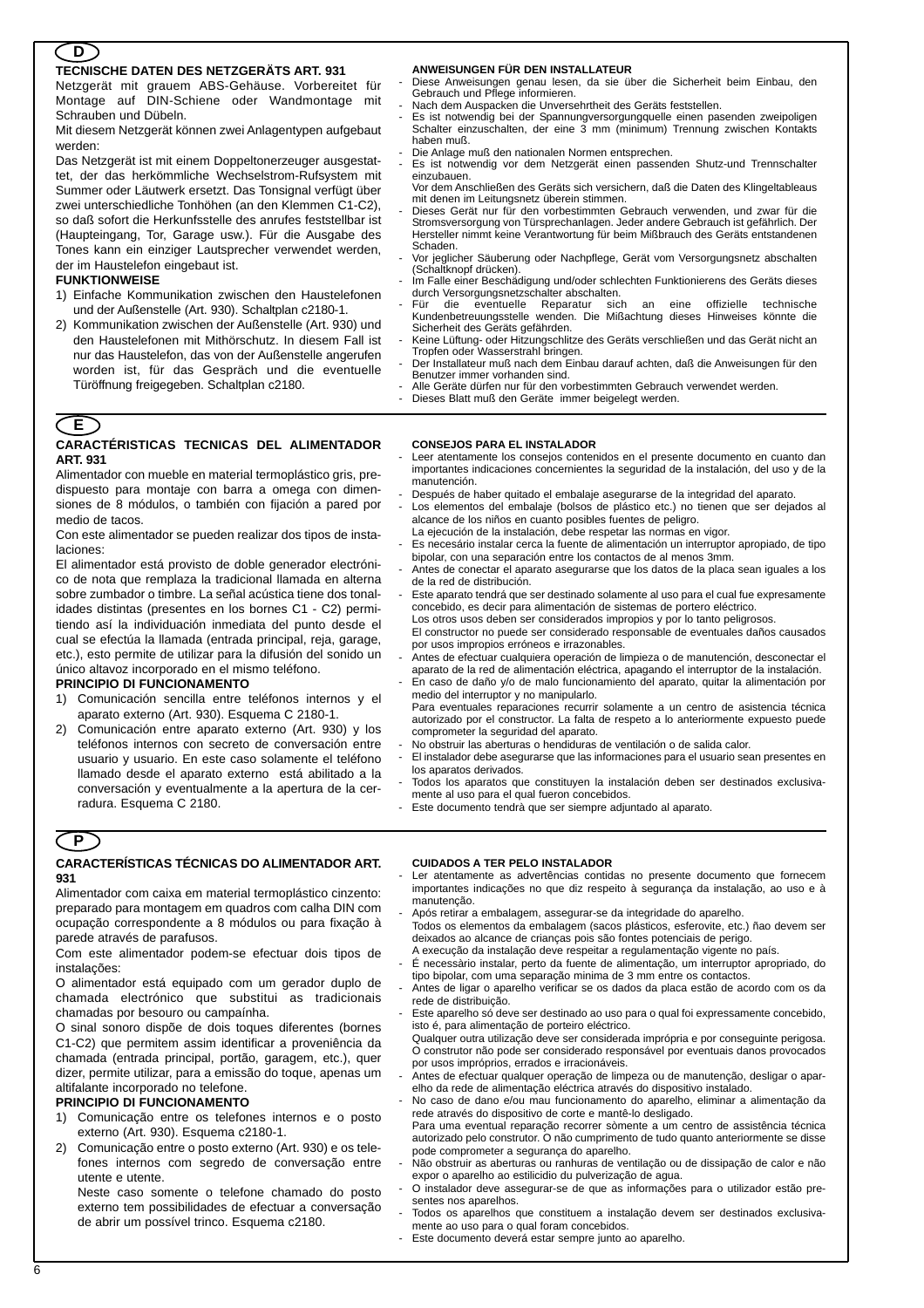# D

## TECNISCHE DATEN DES NETZGERÄTS ART. 931

Netzgerät mit grauem ABS-Gehäuse. Vorbereitet für Montage auf DIN-Schiene oder Wandmontage mit Schrauben und Dübeln.

Mit diesem Netzgerät können zwei Anlagentypen aufgebaut werden:

Das Netzgerät ist mit einem Doppeltonerzeuger ausgestattet, der das herkömmliche Wechselstrom-Rufsystem mit Summer oder Läutwerk ersetzt. Das Tonsignal verfügt über zwei unterschiedliche Tonhöhen (an den Klemmen C1-C2), so daß sofort die Herkunfsstelle des anrufes feststellbar ist (Haupteingang, Tor, Garage usw.). Für die Ausgabe des Tones kann ein einziger Lautsprecher verwendet werden, der im Haustelefon eingebaut ist.

**FUNKTIONWEISE**

1) Einfache Kommunikation zwischen den Haustelefonen und der Außenstelle (Art. 930). Schaltplan c2180-1.
2) Kommunikation zwischen der Außenstelle (Art. 930) und den Haustelefonen mit Mithörschutz. In diesem Fall ist nur das Haustelefon, das von der Außenstelle angerufen worden ist, für das Gespräch und die eventuelle Türöffnung freigegeben. Schaltplan c2180.

**ANWEISUNGEN FÜR DEN INSTALLATEUR**

- Diese Anweisungen genau lesen, da sie über die Sicherheit beim Einbau, den Gebrauch und Pflege informieren.
- Nach dem Auspacken die Unversehrtheit des Geräts feststellen.
- Es ist notwendig bei der Spannungsversorgungquelle einen pasenden zweipoligen Schalter einzuschalten, der eine 3 mm (minimum) Trennung zwischen Kontakts haben muß.
- Die Anlage muß den nationalen Normen entsprechen.
- Es ist notwendig vor dem Netzgerät einen passenden Shutz-und Trennschalter einzubauen.
  Vor dem Anschließen des Geräts sich versichern, daß die Daten des Klingeltableaus mit denen im Leitungsnetz überein stimmen.
- Dieses Gerät nur für den vorbestimmten Gebrauch verwenden, und zwar für die Stromsversorgung von Türsprechanlagen. Jeder andere Gebrauch ist gefährlich. Der Hersteller nimmt keine Verantwortung für beim Mißbrauch des Geräts entstandenen Schaden.
- Vor jeglicher Säuberung oder Nachpflege, Gerät vom Versorgungsnetz abschalten (Schaltknopf drücken).
- Im Falle einer Beschädigung und/oder schlechten Funktionierens des Geräts dieses durch Versorgungsnetzschalter abschalten.
- Für die eventuelle Reparatur sich an eine offizielle technische Kundenbetreuungsstelle wenden. Die Mißachtung dieses Hinweises könnte die Sicherheit des Geräts gefährden.
- Keine Lüftung- oder Hitzungschlitze des Geräts verschließen und das Gerät nicht an Tropfen oder Wasserstrahl bringen.
- Der Installateur muß nach dem Einbau darauf achten, daß die Anweisungen für den Benutzer immer vorhanden sind.
- Alle Geräte dürfen nur für den vorbestimmten Gebrauch verwendet werden.
- Dieses Blatt muß den Geräte immer beigelegt werden.

# E

## CARACTÉRISTICAS TECNICAS DEL ALIMENTADOR ART. 931

Alimentador con mueble en material termoplástico gris, predispuesto para montaje con barra a omega con dimensiones de 8 módulos, o también con fijación a pared por medio de tacos.

Con este alimentador se pueden realizar dos tipos de instalaciones:

El alimentador está provisto de doble generador electrónico de nota que remplaza la tradicional llamada en alterna sobre zumbador o timbre. La señal acústica tiene dos tonalidades distintas (presentes en los bornes C1 - C2) permitiendo así la individuación inmediata del punto desde el cual se efectúa la llamada (entrada principal, reja, garage, etc.), esto permite de utilizar para la difusión del sonido un único altavoz incorporado en el mismo teléfono.

**PRINCIPIO DI FUNCIONAMENTO**

1) Comunicación sencilla entre teléfonos internos y el aparato externo (Art. 930). Esquema C 2180-1.
2) Comunicación entre aparato externo (Art. 930) y los teléfonos internos con secreto de conversación entre usuario y usuario. En este caso solamente el teléfono llamado desde el aparato externo está abilitado a la conversación y eventualmente a la apertura de la cerradura. Esquema C 2180.

**CONSEJOS PARA EL INSTALADOR**

- Leer atentamente los consejos contenidos en el presente documento en cuanto dan importantes indicaciones concernientes la seguridad de la instalación, del uso y de la manutención.
- Después de haber quitado el embalaje asegurarse de la integridad del aparato.
- Los elementos del embalaje (bolsos de plástico etc.) no tienen que ser dejados al alcance de los niños en cuanto posibles fuentes de peligro.
  La ejecución de la instalación, debe respetar las normas en vigor.
- Es necesário instalar cerca la fuente de alimentación un interruptor apropiado, de tipo bipolar, con una separación entre los contactos de al menos 3mm.
- Antes de conectar el aparato asegurarse que los datos de la placa sean iguales a los de la red de distribución.
- Este aparato tendrá que ser destinado solamente al uso para el cual fue expresamente concebido, es decir para alimentación de sistemas de portero eléctrico.
  Los otros usos deben ser considerados impropios y por lo tanto peligrosos.
  El constructor no puede ser considerado responsable de eventuales daños causados por usos impropios erróneos e irrazonables.
- Antes de efectuar cualquiera operación de limpieza o de manutención, desconectar el aparato de la red de alimentación eléctrica, apagando el interruptor de la instalación.
- En caso de daño y/o de malo funcionamiento del aparato, quitar la alimentación por medio del interruptor y no manipularlo.
  Para eventuales reparaciones recurrir solamente a un centro de asistencia técnica autorizado por el constructor. La falta de respeto a lo anteriormente expuesto puede comprometer la seguridad del aparato.
- No obstruir las aberturas o hendiduras de ventilación o de salida calor.
- El instalador debe asegurarse que las informaciones para el usuario sean presentes en los aparatos derivados.
- Todos los aparatos que constituyen la instalación deben ser destinados exclusivamente al uso para el qual fueron concebidos.
- Este documento tendrà que ser siempre adjuntado al aparato.

# P

## CARACTERÍSTICAS TÉCNICAS DO ALIMENTADOR ART. 931

Alimentador com caixa em material termoplástico cinzento: preparado para montagem em quadros com calha DIN com ocupação correspondente a 8 módulos ou para fixação à parede através de parafusos.

Com este alimentador podem-se efectuar dois tipos de instalações:

O alimentador está equipado com um gerador duplo de chamada electrónico que substitui as tradicionais chamadas por besouro ou campaínha.

O sinal sonoro dispõe de dois toques diferentes (bornes C1-C2) que permitem assim identificar a proveniência da chamada (entrada principal, portão, garagem, etc.), quer dizer, permite utilizar, para a emissão do toque, apenas um altifalante incorporado no telefone.

**PRINCIPIO DI FUNCIONAMENTO**

1) Comunicação entre os telefones internos e o posto externo (Art. 930). Esquema c2180-1.
2) Comunicação entre o posto externo (Art. 930) e os telefones internos com segredo de conversação entre utente e utente.
   Neste caso somente o telefone chamado do posto externo tem possibilidades de efectuar a conversação de abrir um possível trinco. Esquema c2180.

**CUIDADOS A TER PELO INSTALADOR**

- Ler atentamente as advertências contidas no presente documento que fornecem importantes indicações no que diz respeito à segurança da instalação, ao uso e à manutenção.
- Após retirar a embalagem, assegurar-se da integridade do aparelho.
  Todos os elementos da embalagem (sacos plásticos, esferovite, etc.) ñao devem ser deixados ao alcance de crianças pois são fontes potenciais de perigo.
  A execução da instalação deve respeitar a regulamentação vigente no país.
- É necessàrio instalar, perto da fuente de alimentação, um interruptor apropriado, do tipo bipolar, com uma separação minima de 3 mm entre os contactos.
- Antes de ligar o aparelho verificar se os dados da placa estão de acordo com os da rede de distribuição.
- Este aparelho só deve ser destinado ao uso para o qual foi expressamente concebido, isto é, para alimentação de porteiro eléctrico.
  Qualquer outra utilização deve ser considerada imprópria e por conseguinte perigosa.
  O construtor não pode ser considerado responsável por eventuais danos provocados por usos impróprios, errados e irracionáveis.
- Antes de efectuar qualquer operação de limpeza ou de manutenção, desligar o aparelho da rede de alimentação eléctrica através do dispositivo instalado.
- No caso de dano e/ou mau funcionamento do aparelho, eliminar a alimentação da rede através do dispositivo de corte e mantê-lo desligado.
  Para uma eventual reparação recorrer sòmente a um centro de assistência técnica autorizado pelo construtor. O não cumprimento de tudo quanto anteriormente se disse pode comprometer a segurança do aparelho.
- Não obstruir as aberturas ou ranhuras de ventilação ou de dissipação de calor e não expor o aparelho ao estilicidio du pulverização de agua.
- O instalador deve assegurar-se de que as informações para o utilizador estão presentes nos aparelhos.
- Todos os aparelhos que constituem a instalação devem ser destinados exclusivamente ao uso para o qual foram concebidos.
- Este documento deverá estar sempre junto ao aparelho.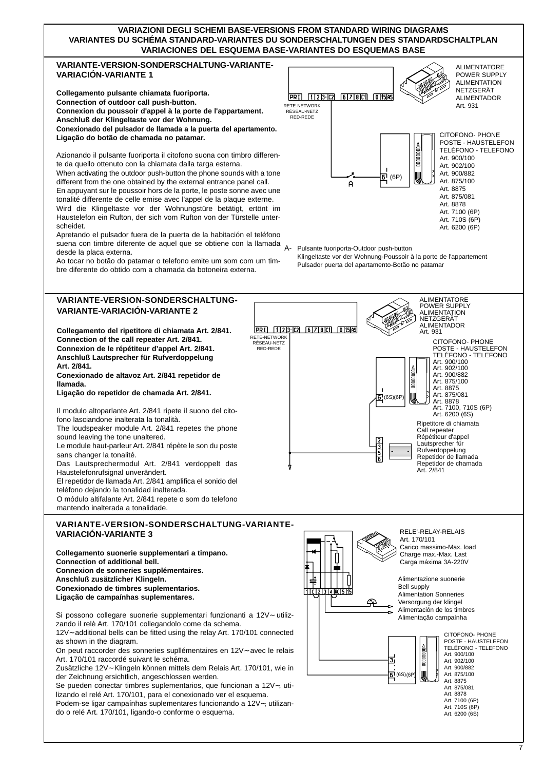# VARIAZIONI DEGLI SCHEMI BASE-VERSIONS FROM STANDARD WIRING DIAGRAMS
# VARIANTES DU SCHÉMA STANDARD-VARIANTES DU SONDERSCHALTUNGEN DES STANDARDSCHALTPLAN
# VARIACIONES DEL ESQUEMA BASE-VARIANTES DO ESQUEMAS BASE

## VARIANTE-VERSION-SONDERSCHALTUNG-VARIANTE-VARIACIÓN-VARIANTE 1

**Collegamento pulsante chiamata fuoriporta.**
**Connection of outdoor call push-button.**
**Connexion du poussoir d'appel à la porte de l'appartament.**
**Anschluß der Klingeltaste vor der Wohnung.**
**Conexionado del pulsador de llamada a la puerta del apartamento.**
**Ligação do botão de chamada no patamar.**

Azionando il pulsante fuoriporta il citofono suona con timbro differente da quello ottenuto con la chiamata dalla targa esterna.
When activating the outdoor push-button the phone sounds with a tone different from the one obtained by the external entrance panel call.
En appuyant sur le poussoir hors de la porte, le poste sonne avec une tonalité differente de celle emise avec l'appel de la plaque externe.
Wird die Klingeltaste vor der Wohnungstüre betätigt, ertönt im Haustelefon ein Rufton, der sich vom Rufton von der Türstelle unterscheidet.
Apretando el pulsador fuera de la puerta de la habitación el teléfono suena con timbre diferente de aquel que se obtiene con la llamada desde la placa externa.
Ao tocar no botão do patamar o telefono emite um som com um timbre diferente do obtido com a chamada da botoneira externa.

ALIMENTATORE
POWER SUPPLY
ALIMENTATION
NETZGERÄT
ALIMENTADOR
Art. 931

PRI | 1 2 3· C2 | 6 7 8 C1 | 0 15 AS

RETE-NETWORK
RÉSEAU-NETZ
RED-REDE

CITOFONO- PHONE
POSTE - HAUSTELEFON
TELÉFONO - TELEFONO
Art. 900/100
Art. 902/100
Art. 900/882
Art. 875/100
Art. 8875
Art. 875/081
Art. 8878
Art. 7100 (6P)
Art. 710S (6P)
Art. 6200 (6P)

6 (6P)

A

A- Pulsante fuoriporta-Outdoor push-button
Klingeltaste vor der Wohnung-Poussoir à la porte de l'appartement
Pulsador puerta del apartamento-Botão no patamar

## VARIANTE-VERSION-SONDERSCHALTUNG-VARIANTE-VARIACIÓN-VARIANTE 2

**Collegamento del ripetitore di chiamata Art. 2/841.**
**Connection of the call repeater Art. 2/841.**
**Connexion de le répétiteur d'appel Art. 2/841.**
**Anschluß Lautsprecher für Rufverdoppelung Art. 2/841.**
**Conexionado de altavoz Art. 2/841 repetidor de llamada.**
**Ligação do repetidor de chamada Art. 2/841.**

Il modulo altoparlante Art. 2/841 ripete il suono del citofono lasciandone inalterata la tonalità.
The loudspeaker module Art. 2/841 repetes the phone sound leaving the tone unaltered.
Le module haut-parleur Art. 2/841 répète le son du poste sans changer la tonalité.
Das Lautsprechermodul Art. 2/841 verdoppelt das Haustelefonrufsignal unverändert.
El repetidor de llamada Art. 2/841 amplifica el sonido del teléfono dejando la tonalidad inalterada.
O módulo altifalante Art. 2/841 repete o som do telefono mantendo inalterada a tonalidade.

ALIMENTATORE
POWER SUPPLY
ALIMENTATION
NETZGERÄT
ALIMENTADOR
Art. 931

PRI | 1 2 3· C2 | 6 7 8 C1 | 0 15 AS

RETE-NETWORK
RÉSEAU-NETZ
RED-REDE

CITOFONO- PHONE
POSTE - HAUSTELEFON
TELÉFONO - TELEFONO
Art. 900/100
Art. 902/100
Art. 900/882
Art. 875/100
Art. 8875
Art. 875/081
Art. 8878
Art. 7100, 710S (6P)
Art. 6200 (6S)

6 (6S)(6P)

2
3
5
6

Ripetitore di chiamata
Call repeater
Répétiteur d'appel
Lautsprecher für Rufverdoppelung
Repetidor de llamada
Repetidor de chamada
Art. 2/841

## VARIANTE-VERSION-SONDERSCHALTUNG-VARIANTE-VARIACIÓN-VARIANTE 3

**Collegamento suonerie supplementari a timpano.**
**Connection of additional bell.**
**Connexion de sonneries supplémentaires.**
**Anschluß zusätzlicher Klingeln.**
**Conexionado de timbres suplementarios.**
**Ligação de campaínhas suplementares.**

Si possono collegare suonerie supplementari funzionanti a 12V∼ utilizzando il relè Art. 170/101 collegandolo come da schema.
12V∼additional bells can be fitted using the relay Art. 170/101 connected as shown in the diagram.
On peut raccorder des sonneries supllémentaires en 12V∼avec le relais Art. 170/101 raccordé suivant le schéma.
Zusätzliche 12V∼Klingeln können mittels dem Relais Art. 170/101, wie in der Zeichnung ersichtlich, angeschlossen werden.
Se pueden conectar timbres suplementarios, que funcionan a 12V∼, utilizando el relé Art. 170/101, para el conexionado ver el esquema.
Podem-se ligar campaínhas suplementares funcionando a 12V∼, utilizando o relé Art. 170/101, ligando-o conforme o esquema.

RELE'-RELAY-RELAIS
Art. 170/101
Carico massimo-Max. load
Charge max.-Max. Last
Carga máxima 3A-220V

1 C 2 3 4 RC 5 15

Alimentazione suonerie
Bell supply
Alimentation Sonneries
Versorgung der klingel
Alimentación de los timbres
Alimentação campaínha

CITOFONO- PHONE
POSTE - HAUSTELEFON
TELÉFONO - TELEFONO
Art. 900/100
Art. 902/100
Art. 900/882
Art. 875/100
Art. 8875
Art. 875/081
Art. 8878
Art. 7100 (6P)
Art. 710S (6P)
Art. 6200 (6S)

3
6 (6S)(6P)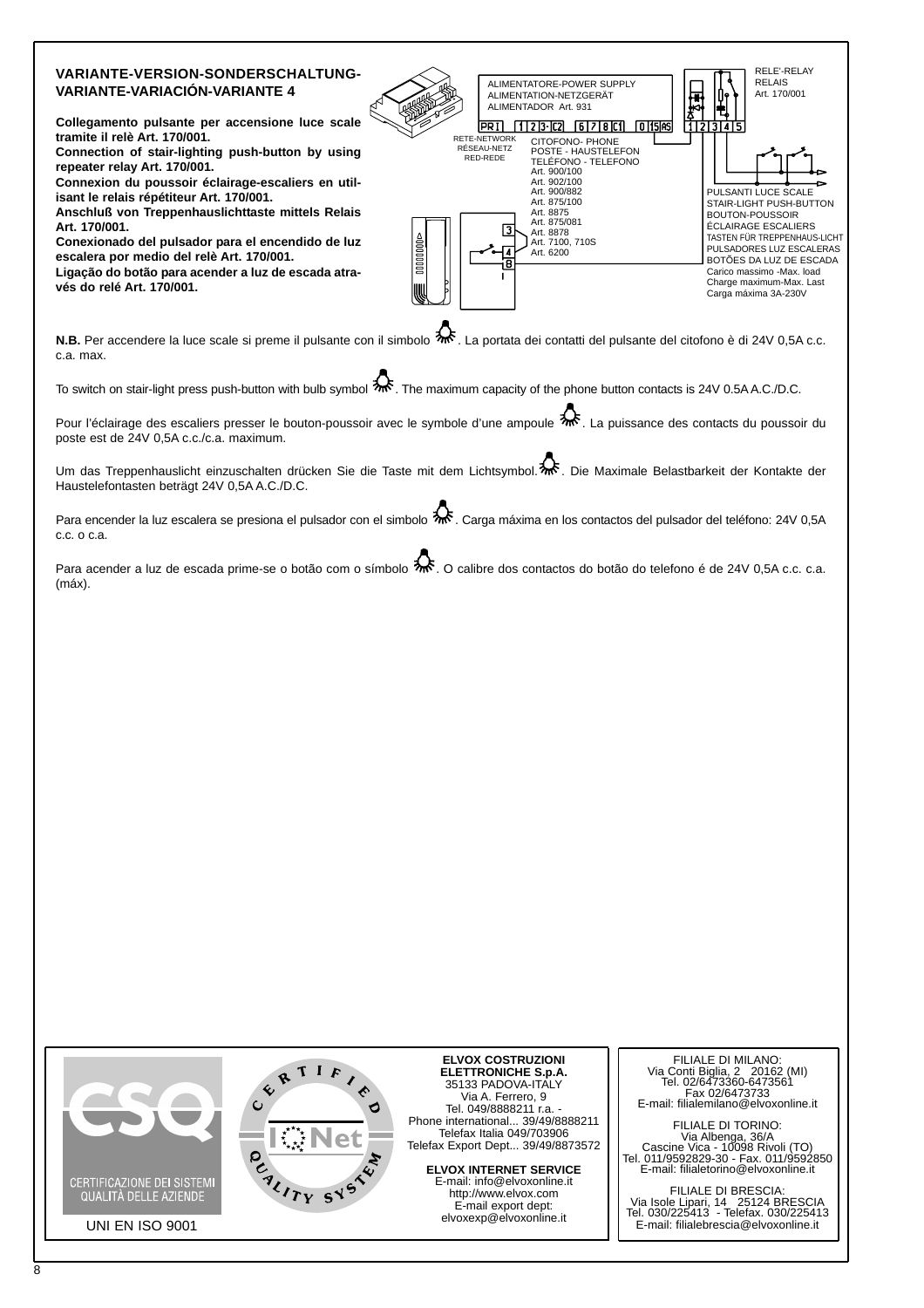## VARIANTE-VERSION-SONDERSCHALTUNG-VARIANTE-VARIACIÓN-VARIANTE 4

**Collegamento pulsante per accensione luce scale tramite il relè Art. 170/001.**
**Connection of stair-lighting push-button by using repeater relay Art. 170/001.**
**Connexion du poussoir éclairage-escaliers en utilisant le relais répétiteur Art. 170/001.**
**Anschluß von Treppenhauslichttaste mittels Relais Art. 170/001.**
**Conexionado del pulsador para el encendido de luz escalera por medio del relè Art. 170/001.**
**Ligação do botão para acender a luz de escada através do relé Art. 170/001.**

ALIMENTATORE-POWER SUPPLY
ALIMENTATION-NETZGERÄT
ALIMENTADOR Art. 931

PRI 1 2 3- C2 6 7 8 C1 0 15 AS

RETE-NETWORK
RÉSEAU-NETZ
RED-REDE

CITOFONO- PHONE
POSTE - HAUSTELEFON
TELÉFONO - TELEFONO
Art. 900/100
Art. 902/100
Art. 900/882
Art. 875/100
Art. 8875
Art. 875/081
Art. 8878
Art. 7100, 710S
Art. 6200

3 4 B

RELE'-RELAY
RELAIS
Art. 170/001

1 2 3 4 5

PULSANTI LUCE SCALE
STAIR-LIGHT PUSH-BUTTON
BOUTON-POUSSOIR
ÉCLAIRAGE ESCALIERS
TASTEN FÜR TREPPENHAUS-LICHT
PULSADORES LUZ ESCALERAS
BOTÕES DA LUZ DE ESCADA
Carico massimo -Max. load
Charge maximum-Max. Last
Carga máxima 3A-230V

**N.B.** Per accendere la luce scale si preme il pulsante con il simbolo . La portata dei contatti del pulsante del citofono è di 24V 0,5A c.c. c.a. max.

To switch on stair-light press push-button with bulb symbol . The maximum capacity of the phone button contacts is 24V 0.5A A.C./D.C.

Pour l'éclairage des escaliers presser le bouton-poussoir avec le symbole d'une ampoule . La puissance des contacts du poussoir du poste est de 24V 0,5A c.c./c.a. maximum.

Um das Treppenhauslicht einzuschalten drücken Sie die Taste mit dem Lichtsymbol. . Die Maximale Belastbarkeit der Kontakte der Haustelefontasten beträgt 24V 0,5A A.C./D.C.

Para encender la luz escalera se presiona el pulsador con el simbolo . Carga máxima en los contactos del pulsador del teléfono: 24V 0,5A c.c. o c.a.

Para acender a luz de escada prime-se o botão com o símbolo . O calibre dos contactos do botão do telefono é de 24V 0,5A c.c. c.a. (máx).

CSQ
CERTIFICAZIONE DEI SISTEMI QUALITÀ DELLE AZIENDE
UNI EN ISO 9001

CERTIFIED QUALITY SYSTEM
IQNet

**ELVOX COSTRUZIONI ELETTRONICHE S.p.A.**
35133 PADOVA-ITALY
Via A. Ferrero, 9
Tel. 049/8888211 r.a. -
Phone international... 39/49/8888211
Telefax Italia 049/703906
Telefax Export Dept... 39/49/8873572

**ELVOX INTERNET SERVICE**
E-mail: info@elvoxonline.it
http://www.elvox.com
E-mail export dept:
elvoxexp@elvoxonline.it

FILIALE DI MILANO:
Via Conti Biglia, 2 20162 (MI)
Tel. 02/6473360-6473561
Fax 02/6473733
E-mail: filialemilano@elvoxonline.it

FILIALE DI TORINO:
Via Albenga, 36/A
Cascine Vica - 10098 Rivoli (TO)
Tel. 011/9592829-30 - Fax. 011/9592850
E-mail: filialetorino@elvoxonline.it

FILIALE DI BRESCIA:
Via Isole Lipari, 14 25124 BRESCIA
Tel. 030/225413 - Telefax. 030/225413
E-mail: filialebrescia@elvoxonline.it